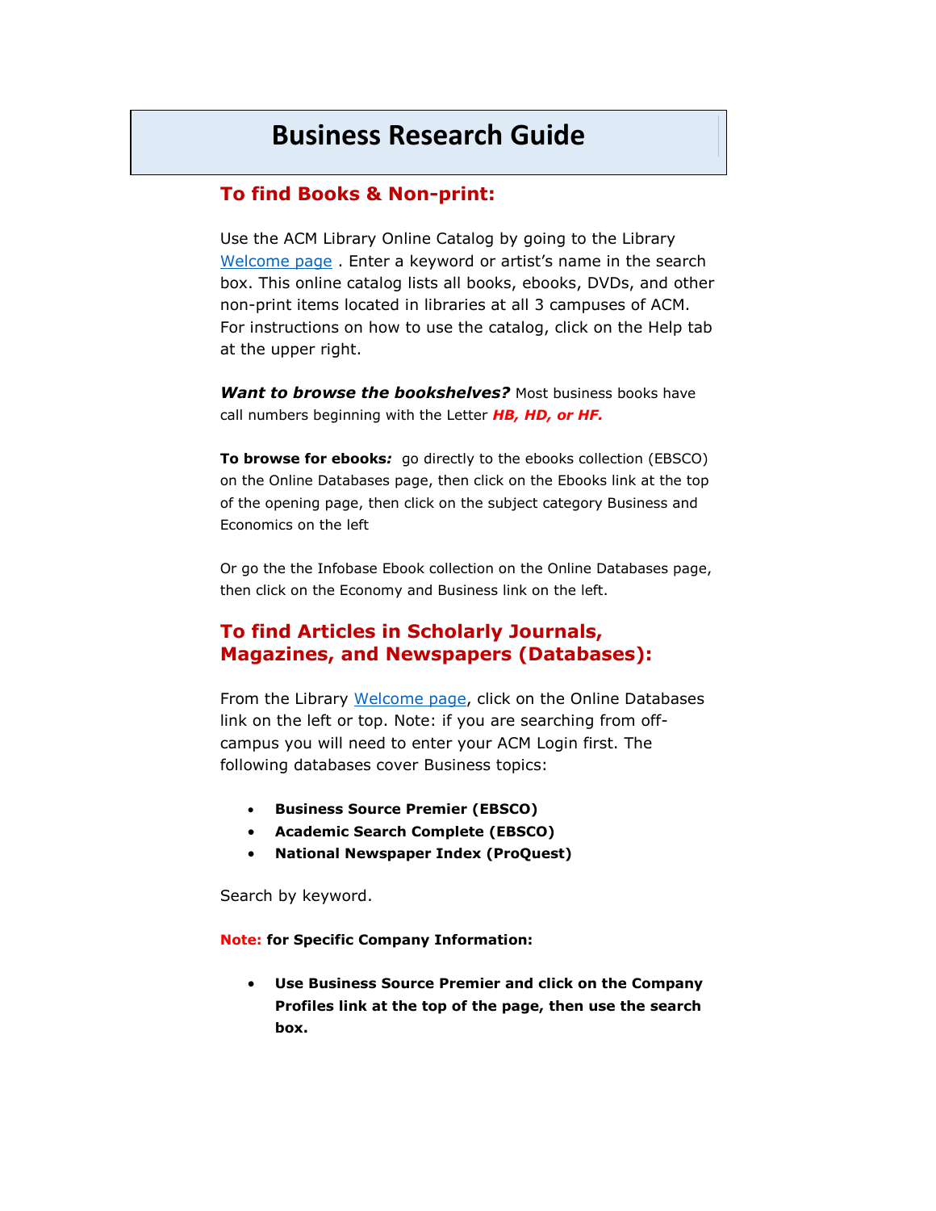# Business Research Guide

## To find Books & Non-print:

Use the ACM Library Online Catalog by going to the Library Welcome page . Enter a keyword or artist's name in the search box. This online catalog lists all books, ebooks, DVDs, and other non-print items located in libraries at all 3 campuses of ACM. For instructions on how to use the catalog, click on the Help tab at the upper right.

***Want to browse the bookshelves?*** Most business books have call numbers beginning with the Letter ***HB, HD, or HF.***

**To browse for ebooks*:*** go directly to the ebooks collection (EBSCO) on the Online Databases page, then click on the Ebooks link at the top of the opening page, then click on the subject category Business and Economics on the left

Or go the the Infobase Ebook collection on the Online Databases page, then click on the Economy and Business link on the left.

## To find Articles in Scholarly Journals, Magazines, and Newspapers (Databases):

From the Library Welcome page, click on the Online Databases link on the left or top. Note: if you are searching from off-campus you will need to enter your ACM Login first. The following databases cover Business topics:

- **Business Source Premier (EBSCO)**
- **Academic Search Complete (EBSCO)**
- **National Newspaper Index (ProQuest)**

Search by keyword.

**Note: for Specific Company Information:**

- **Use Business Source Premier and click on the Company Profiles link at the top of the page, then use the search box.**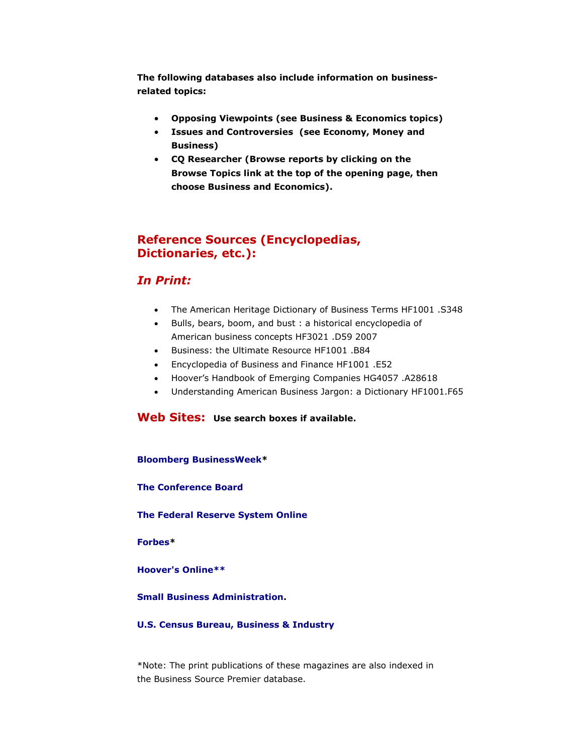**The following databases also include information on business-related topics:**

- **Opposing Viewpoints (see Business & Economics topics)**
- **Issues and Controversies  (see Economy, Money and Business)**
- **CQ Researcher (Browse reports by clicking on the Browse Topics link at the top of the opening page, then choose Business and Economics).**

## Reference Sources (Encyclopedias, Dictionaries, etc.):

### *In Print:*

- The American Heritage Dictionary of Business Terms HF1001 .S348
- Bulls, bears, boom, and bust : a historical encyclopedia of American business concepts HF3021 .D59 2007
- Business: the Ultimate Resource HF1001 .B84
- Encyclopedia of Business and Finance HF1001 .E52
- Hoover's Handbook of Emerging Companies HG4057 .A28618
- Understanding American Business Jargon: a Dictionary HF1001.F65

## Web Sites: **Use search boxes if available.**

**Bloomberg BusinessWeek***

**The Conference Board**

**The Federal Reserve System Online**

**Forbes***

**Hoover's Online****

**Small Business Administration.**

**U.S. Census Bureau, Business & Industry**

*Note: The print publications of these magazines are also indexed in the Business Source Premier database.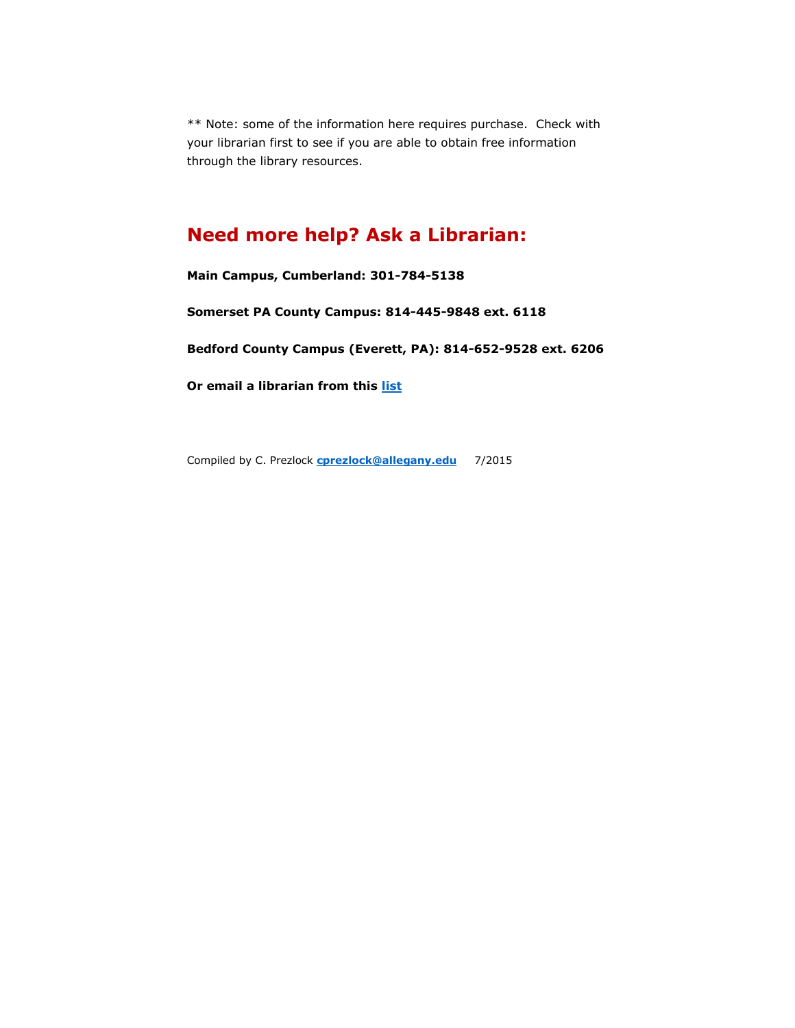** Note: some of the information here requires purchase. Check with your librarian first to see if you are able to obtain free information through the library resources.

## Need more help? Ask a Librarian:

**Main Campus, Cumberland: 301-784-5138**

**Somerset PA County Campus: 814-445-9848 ext. 6118**

**Bedford County Campus (Everett, PA): 814-652-9528 ext. 6206**

**Or email a librarian from this list**

Compiled by C. Prezlock **cprezlock@allegany.edu** 7/2015